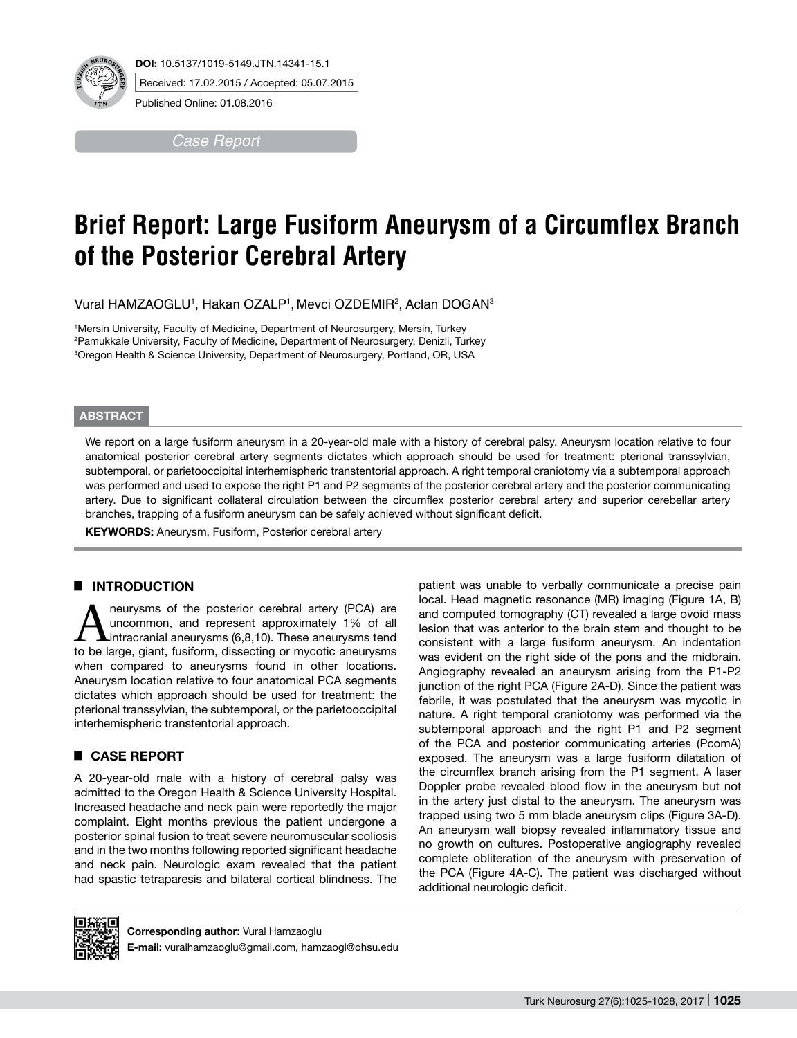**DOI:** 10.5137/1019-5149.JTN.14341-15.1

Received: 17.02.2015 / Accepted: 05.07.2015

Published Online: 01.08.2016

*Case Report*

# Brief Report: Large Fusiform Aneurysm of a Circumflex Branch of the Posterior Cerebral Artery

Vural HAMZAOGLU[1], Hakan OZALP[1], Mevci OZDEMIR[2], Aclan DOGAN[3]

[1]Mersin University, Faculty of Medicine, Department of Neurosurgery, Mersin, Turkey
[2]Pamukkale University, Faculty of Medicine, Department of Neurosurgery, Denizli, Turkey
[3]Oregon Health & Science University, Department of Neurosurgery, Portland, OR, USA

## ABSTRACT

We report on a large fusiform aneurysm in a 20-year-old male with a history of cerebral palsy. Aneurysm location relative to four anatomical posterior cerebral artery segments dictates which approach should be used for treatment: pterional transsylvian, subtemporal, or parietooccipital interhemispheric transtentorial approach. A right temporal craniotomy via a subtemporal approach was performed and used to expose the right P1 and P2 segments of the posterior cerebral artery and the posterior communicating artery. Due to significant collateral circulation between the circumflex posterior cerebral artery and superior cerebellar artery branches, trapping of a fusiform aneurysm can be safely achieved without significant deficit.

**KEYWORDS:** Aneurysm, Fusiform, Posterior cerebral artery

## INTRODUCTION

Aneurysms of the posterior cerebral artery (PCA) are uncommon, and represent approximately 1% of all intracranial aneurysms (6,8,10). These aneurysms tend to be large, giant, fusiform, dissecting or mycotic aneurysms when compared to aneurysms found in other locations. Aneurysm location relative to four anatomical PCA segments dictates which approach should be used for treatment: the pterional transsylvian, the subtemporal, or the parietooccipital interhemispheric transtentorial approach.

## CASE REPORT

A 20-year-old male with a history of cerebral palsy was admitted to the Oregon Health & Science University Hospital. Increased headache and neck pain were reportedly the major complaint. Eight months previous the patient undergone a posterior spinal fusion to treat severe neuromuscular scoliosis and in the two months following reported significant headache and neck pain. Neurologic exam revealed that the patient had spastic tetraparesis and bilateral cortical blindness. The patient was unable to verbally communicate a precise pain local. Head magnetic resonance (MR) imaging (Figure 1A, B) and computed tomography (CT) revealed a large ovoid mass lesion that was anterior to the brain stem and thought to be consistent with a large fusiform aneurysm. An indentation was evident on the right side of the pons and the midbrain. Angiography revealed an aneurysm arising from the P1-P2 junction of the right PCA (Figure 2A-D). Since the patient was febrile, it was postulated that the aneurysm was mycotic in nature. A right temporal craniotomy was performed via the subtemporal approach and the right P1 and P2 segment of the PCA and posterior communicating arteries (PcomA) exposed. The aneurysm was a large fusiform dilatation of the circumflex branch arising from the P1 segment. A laser Doppler probe revealed blood flow in the aneurysm but not in the artery just distal to the aneurysm. The aneurysm was trapped using two 5 mm blade aneurysm clips (Figure 3A-D). An aneurysm wall biopsy revealed inflammatory tissue and no growth on cultures. Postoperative angiography revealed complete obliteration of the aneurysm with preservation of the PCA (Figure 4A-C). The patient was discharged without additional neurologic deficit.

**Corresponding author:** Vural Hamzaoglu
**E-mail:** vuralhamzaoglu@gmail.com, hamzaogl@ohsu.edu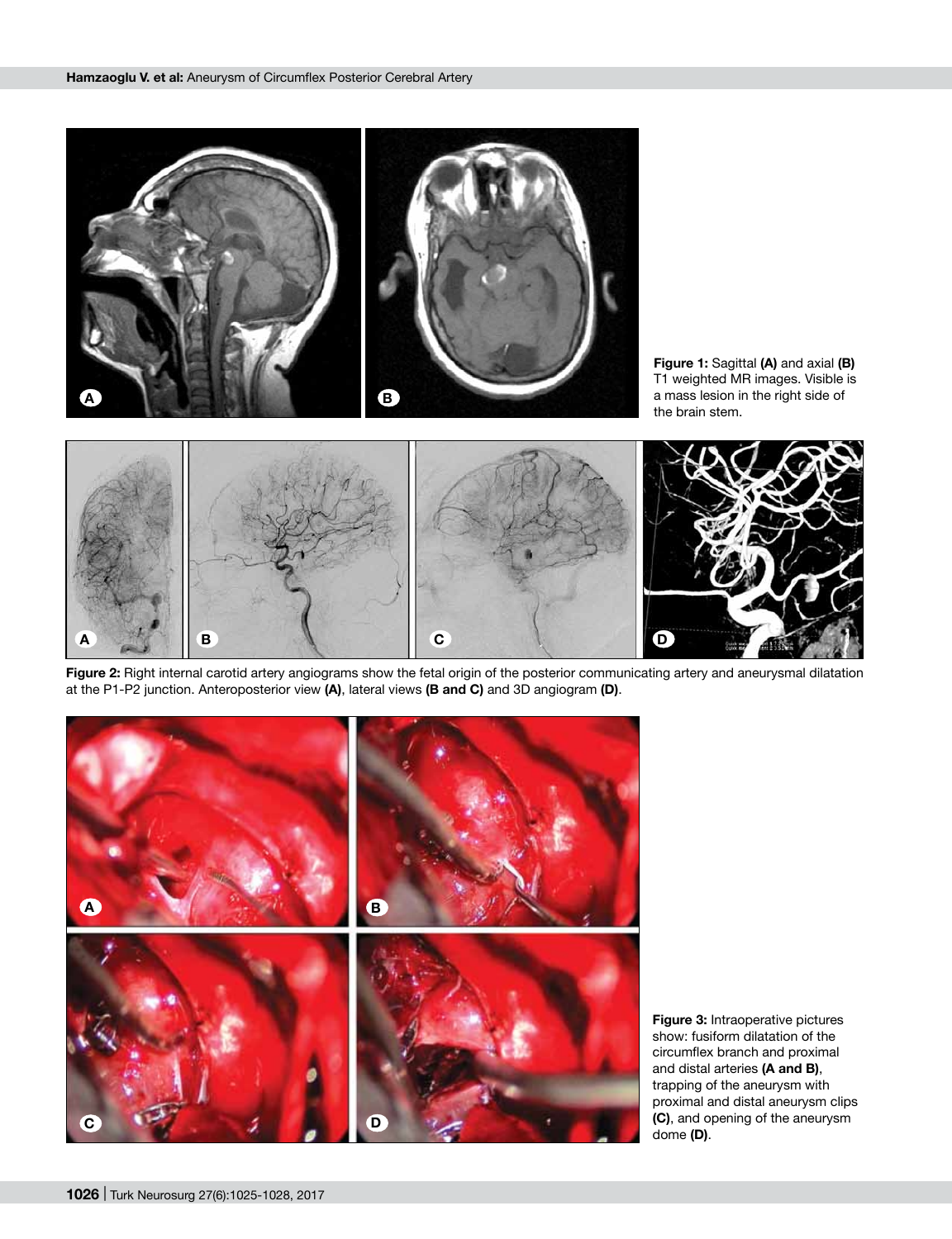**Figure 1:** Sagittal **(A)** and axial **(B)** T1 weighted MR images. Visible is a mass lesion in the right side of the brain stem.

**Figure 2:** Right internal carotid artery angiograms show the fetal origin of the posterior communicating artery and aneurysmal dilatation at the P1-P2 junction. Anteroposterior view **(A)**, lateral views **(B and C)** and 3D angiogram **(D)**.

**Figure 3:** Intraoperative pictures show: fusiform dilatation of the circumflex branch and proximal and distal arteries **(A and B)**, trapping of the aneurysm with proximal and distal aneurysm clips **(C)**, and opening of the aneurysm dome **(D)**.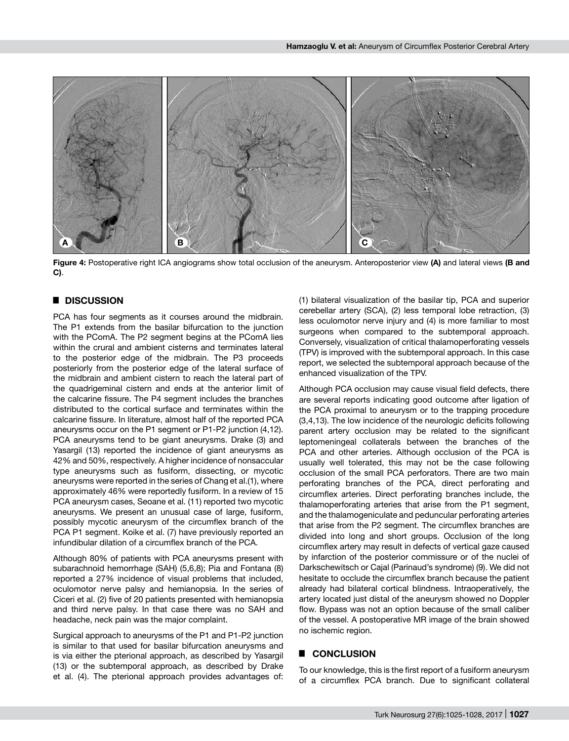Figure 4: Postoperative right ICA angiograms show total occlusion of the aneurysm. Anteroposterior view **(A)** and lateral views **(B and C)**.

## DISCUSSION

PCA has four segments as it courses around the midbrain. The P1 extends from the basilar bifurcation to the junction with the PComA. The P2 segment begins at the PComA lies within the crural and ambient cisterns and terminates lateral to the posterior edge of the midbrain. The P3 proceeds posteriorly from the posterior edge of the lateral surface of the midbrain and ambient cistern to reach the lateral part of the quadrigeminal cistern and ends at the anterior limit of the calcarine fissure. The P4 segment includes the branches distributed to the cortical surface and terminates within the calcarine fissure. In literature, almost half of the reported PCA aneurysms occur on the P1 segment or P1-P2 junction (4,12). PCA aneurysms tend to be giant aneurysms. Drake (3) and Yasargil (13) reported the incidence of giant aneurysms as 42% and 50%, respectively. A higher incidence of nonsaccular type aneurysms such as fusiform, dissecting, or mycotic aneurysms were reported in the series of Chang et al.(1), where approximately 46% were reportedly fusiform. In a review of 15 PCA aneurysm cases, Seoane et al. (11) reported two mycotic aneurysms. We present an unusual case of large, fusiform, possibly mycotic aneurysm of the circumflex branch of the PCA P1 segment. Koike et al. (7) have previously reported an infundibular dilation of a circumflex branch of the PCA.

Although 80% of patients with PCA aneurysms present with subarachnoid hemorrhage (SAH) (5,6,8); Pia and Fontana (8) reported a 27% incidence of visual problems that included, oculomotor nerve palsy and hemianopsia. In the series of Ciceri et al. (2) five of 20 patients presented with hemianopsia and third nerve palsy. In that case there was no SAH and headache, neck pain was the major complaint.

Surgical approach to aneurysms of the P1 and P1-P2 junction is similar to that used for basilar bifurcation aneurysms and is via either the pterional approach, as described by Yasargil (13) or the subtemporal approach, as described by Drake et al. (4). The pterional approach provides advantages of: (1) bilateral visualization of the basilar tip, PCA and superior cerebellar artery (SCA), (2) less temporal lobe retraction, (3) less oculomotor nerve injury and (4) is more familiar to most surgeons when compared to the subtemporal approach. Conversely, visualization of critical thalamoperforating vessels (TPV) is improved with the subtemporal approach. In this case report, we selected the subtemporal approach because of the enhanced visualization of the TPV.

Although PCA occlusion may cause visual field defects, there are several reports indicating good outcome after ligation of the PCA proximal to aneurysm or to the trapping procedure (3,4,13). The low incidence of the neurologic deficits following parent artery occlusion may be related to the significant leptomeningeal collaterals between the branches of the PCA and other arteries. Although occlusion of the PCA is usually well tolerated, this may not be the case following occlusion of the small PCA perforators. There are two main perforating branches of the PCA, direct perforating and circumflex arteries. Direct perforating branches include, the thalamoperforating arteries that arise from the P1 segment, and the thalamogeniculate and peduncular perforating arteries that arise from the P2 segment. The circumflex branches are divided into long and short groups. Occlusion of the long circumflex artery may result in defects of vertical gaze caused by infarction of the posterior commissure or of the nuclei of Darkschewitsch or Cajal (Parinaud's syndrome) (9). We did not hesitate to occlude the circumflex branch because the patient already had bilateral cortical blindness. Intraoperatively, the artery located just distal of the aneurysm showed no Doppler flow. Bypass was not an option because of the small caliber of the vessel. A postoperative MR image of the brain showed no ischemic region.

## CONCLUSION

To our knowledge, this is the first report of a fusiform aneurysm of a circumflex PCA branch. Due to significant collateral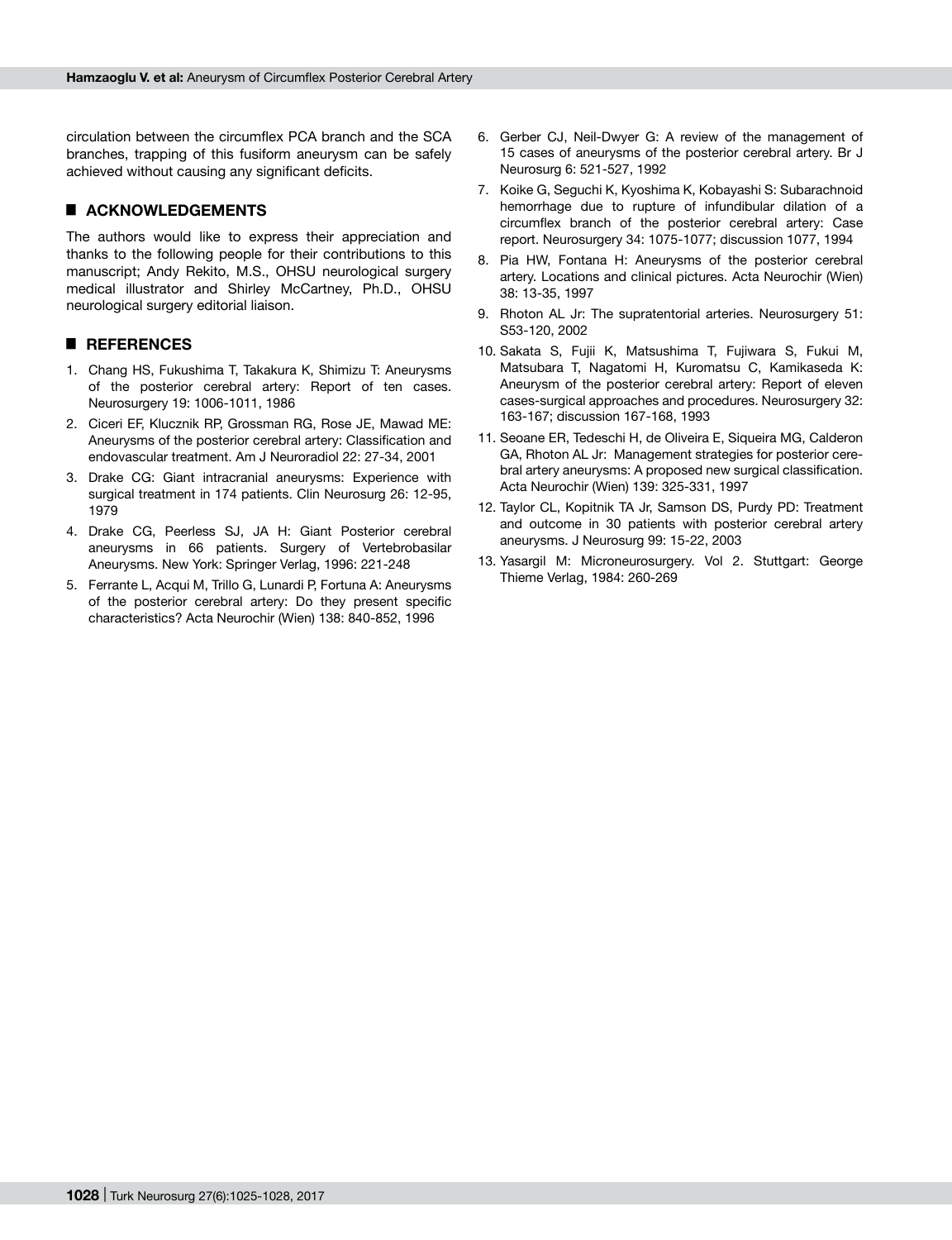circulation between the circumflex PCA branch and the SCA branches, trapping of this fusiform aneurysm can be safely achieved without causing any significant deficits.

## ■ ACKNOWLEDGEMENTS

The authors would like to express their appreciation and thanks to the following people for their contributions to this manuscript; Andy Rekito, M.S., OHSU neurological surgery medical illustrator and Shirley McCartney, Ph.D., OHSU neurological surgery editorial liaison.

## ■ REFERENCES

1. Chang HS, Fukushima T, Takakura K, Shimizu T: Aneurysms of the posterior cerebral artery: Report of ten cases. Neurosurgery 19: 1006-1011, 1986
2. Ciceri EF, Klucznik RP, Grossman RG, Rose JE, Mawad ME: Aneurysms of the posterior cerebral artery: Classification and endovascular treatment. Am J Neuroradiol 22: 27-34, 2001
3. Drake CG: Giant intracranial aneurysms: Experience with surgical treatment in 174 patients. Clin Neurosurg 26: 12-95, 1979
4. Drake CG, Peerless SJ, JA H: Giant Posterior cerebral aneurysms in 66 patients. Surgery of Vertebrobasilar Aneurysms. New York: Springer Verlag, 1996: 221-248
5. Ferrante L, Acqui M, Trillo G, Lunardi P, Fortuna A: Aneurysms of the posterior cerebral artery: Do they present specific characteristics? Acta Neurochir (Wien) 138: 840-852, 1996
6. Gerber CJ, Neil-Dwyer G: A review of the management of 15 cases of aneurysms of the posterior cerebral artery. Br J Neurosurg 6: 521-527, 1992
7. Koike G, Seguchi K, Kyoshima K, Kobayashi S: Subarachnoid hemorrhage due to rupture of infundibular dilation of a circumflex branch of the posterior cerebral artery: Case report. Neurosurgery 34: 1075-1077; discussion 1077, 1994
8. Pia HW, Fontana H: Aneurysms of the posterior cerebral artery. Locations and clinical pictures. Acta Neurochir (Wien) 38: 13-35, 1997
9. Rhoton AL Jr: The supratentorial arteries. Neurosurgery 51: S53-120, 2002
10. Sakata S, Fujii K, Matsushima T, Fujiwara S, Fukui M, Matsubara T, Nagatomi H, Kuromatsu C, Kamikaseda K: Aneurysm of the posterior cerebral artery: Report of eleven cases-surgical approaches and procedures. Neurosurgery 32: 163-167; discussion 167-168, 1993
11. Seoane ER, Tedeschi H, de Oliveira E, Siqueira MG, Calderon GA, Rhoton AL Jr: Management strategies for posterior cerebral artery aneurysms: A proposed new surgical classification. Acta Neurochir (Wien) 139: 325-331, 1997
12. Taylor CL, Kopitnik TA Jr, Samson DS, Purdy PD: Treatment and outcome in 30 patients with posterior cerebral artery aneurysms. J Neurosurg 99: 15-22, 2003
13. Yasargil M: Microneurosurgery. Vol 2. Stuttgart: George Thieme Verlag, 1984: 260-269